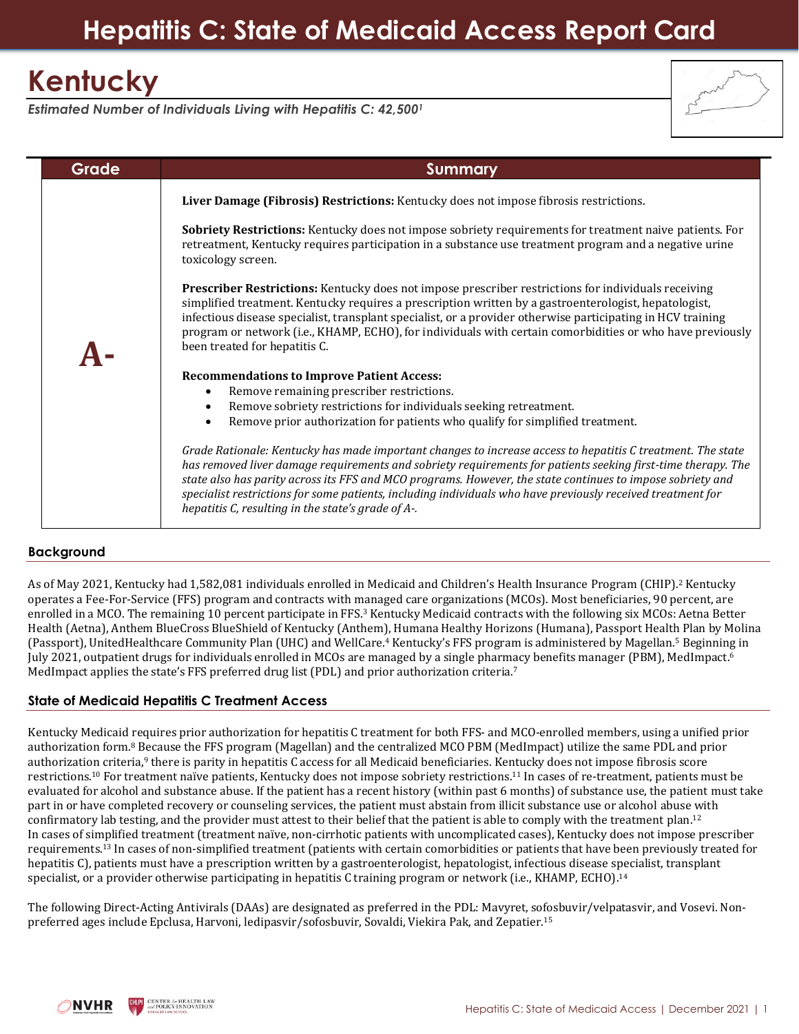# Hepatitis C: State of Medicaid Access Report Card

## Kentucky

*Estimated Number of Individuals Living with Hepatitis C: 42,500[1]*

| Grade | Summary |
|---|---|
| **A-** | **Liver Damage (Fibrosis) Restrictions:** Kentucky does not impose fibrosis restrictions.<br><br>**Sobriety Restrictions:** Kentucky does not impose sobriety requirements for treatment naive patients. For retreatment, Kentucky requires participation in a substance use treatment program and a negative urine toxicology screen.<br><br>**Prescriber Restrictions:** Kentucky does not impose prescriber restrictions for individuals receiving simplified treatment. Kentucky requires a prescription written by a gastroenterologist, hepatologist, infectious disease specialist, transplant specialist, or a provider otherwise participating in HCV training program or network (i.e., KHAMP, ECHO), for individuals with certain comorbidities or who have previously been treated for hepatitis C.<br><br>**Recommendations to Improve Patient Access:**<br>• Remove remaining prescriber restrictions.<br>• Remove sobriety restrictions for individuals seeking retreatment.<br>• Remove prior authorization for patients who qualify for simplified treatment.<br><br>*Grade Rationale: Kentucky has made important changes to increase access to hepatitis C treatment. The state has removed liver damage requirements and sobriety requirements for patients seeking first-time therapy. The state also has parity across its FFS and MCO programs. However, the state continues to impose sobriety and specialist restrictions for some patients, including individuals who have previously received treatment for hepatitis C, resulting in the state's grade of A-.* |

### Background

As of May 2021, Kentucky had 1,582,081 individuals enrolled in Medicaid and Children's Health Insurance Program (CHIP).[2] Kentucky operates a Fee-For-Service (FFS) program and contracts with managed care organizations (MCOs). Most beneficiaries, 90 percent, are enrolled in a MCO. The remaining 10 percent participate in FFS.[3] Kentucky Medicaid contracts with the following six MCOs: Aetna Better Health (Aetna), Anthem BlueCross BlueShield of Kentucky (Anthem), Humana Healthy Horizons (Humana), Passport Health Plan by Molina (Passport), UnitedHealthcare Community Plan (UHC) and WellCare.[4] Kentucky's FFS program is administered by Magellan.[5] Beginning in July 2021, outpatient drugs for individuals enrolled in MCOs are managed by a single pharmacy benefits manager (PBM), MedImpact.[6] MedImpact applies the state's FFS preferred drug list (PDL) and prior authorization criteria.[7]

### State of Medicaid Hepatitis C Treatment Access

Kentucky Medicaid requires prior authorization for hepatitis C treatment for both FFS- and MCO-enrolled members, using a unified prior authorization form.[8] Because the FFS program (Magellan) and the centralized MCO PBM (MedImpact) utilize the same PDL and prior authorization criteria,[9] there is parity in hepatitis C access for all Medicaid beneficiaries. Kentucky does not impose fibrosis score restrictions.[10] For treatment naïve patients, Kentucky does not impose sobriety restrictions.[11] In cases of re-treatment, patients must be evaluated for alcohol and substance abuse. If the patient has a recent history (within past 6 months) of substance use, the patient must take part in or have completed recovery or counseling services, the patient must abstain from illicit substance use or alcohol abuse with confirmatory lab testing, and the provider must attest to their belief that the patient is able to comply with the treatment plan.[12] In cases of simplified treatment (treatment naïve, non-cirrhotic patients with uncomplicated cases), Kentucky does not impose prescriber requirements.[13] In cases of non-simplified treatment (patients with certain comorbidities or patients that have been previously treated for hepatitis C), patients must have a prescription written by a gastroenterologist, hepatologist, infectious disease specialist, transplant specialist, or a provider otherwise participating in hepatitis C training program or network (i.e., KHAMP, ECHO).[14]

The following Direct-Acting Antivirals (DAAs) are designated as preferred in the PDL: Mavyret, sofosbuvir/velpatasvir, and Vosevi. Non-preferred ages include Epclusa, Harvoni, ledipasvir/sofosbuvir, Sovaldi, Viekira Pak, and Zepatier.[15]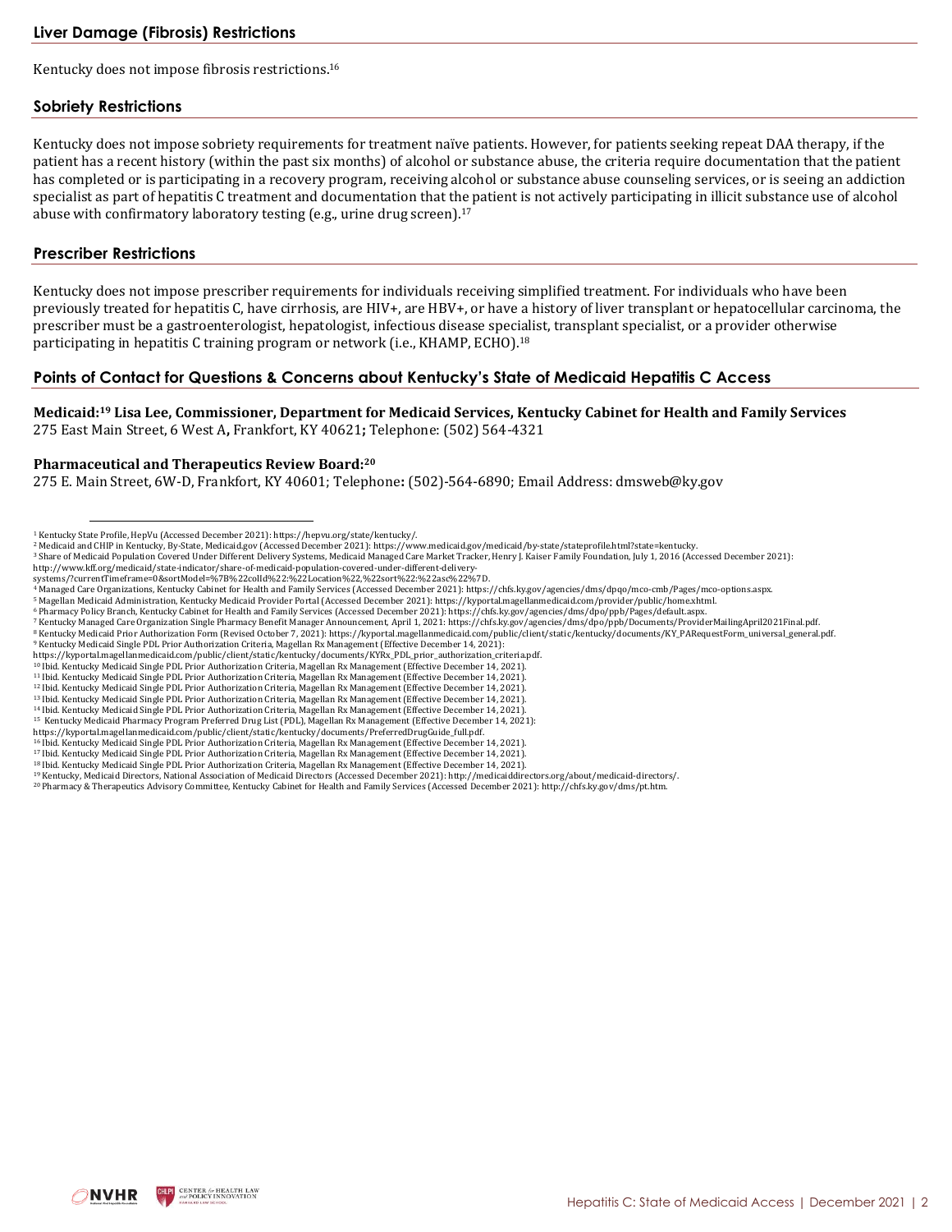## Liver Damage (Fibrosis) Restrictions

Kentucky does not impose fibrosis restrictions.[16]

## Sobriety Restrictions

Kentucky does not impose sobriety requirements for treatment naïve patients. However, for patients seeking repeat DAA therapy, if the patient has a recent history (within the past six months) of alcohol or substance abuse, the criteria require documentation that the patient has completed or is participating in a recovery program, receiving alcohol or substance abuse counseling services, or is seeing an addiction specialist as part of hepatitis C treatment and documentation that the patient is not actively participating in illicit substance use of alcohol abuse with confirmatory laboratory testing (e.g., urine drug screen).[17]

## Prescriber Restrictions

Kentucky does not impose prescriber requirements for individuals receiving simplified treatment. For individuals who have been previously treated for hepatitis C, have cirrhosis, are HIV+, are HBV+, or have a history of liver transplant or hepatocellular carcinoma, the prescriber must be a gastroenterologist, hepatologist, infectious disease specialist, transplant specialist, or a provider otherwise participating in hepatitis C training program or network (i.e., KHAMP, ECHO).[18]

## Points of Contact for Questions & Concerns about Kentucky's State of Medicaid Hepatitis C Access

**Medicaid:[19] Lisa Lee, Commissioner, Department for Medicaid Services, Kentucky Cabinet for Health and Family Services**
275 East Main Street, 6 West A**,** Frankfort, KY 40621**;** Telephone: (502) 564-4321

**Pharmaceutical and Therapeutics Review Board:[20]**
275 E. Main Street, 6W-D, Frankfort, KY 40601; Telephone**:** (502)-564-6890; Email Address: dmsweb@ky.gov

---

[1] Kentucky State Profile, HepVu (Accessed December 2021): https://hepvu.org/state/kentucky/.
[2] Medicaid and CHIP in Kentucky, By-State, Medicaid.gov (Accessed December 2021): https://www.medicaid.gov/medicaid/by-state/stateprofile.html?state=kentucky.
[3] Share of Medicaid Population Covered Under Different Delivery Systems, Medicaid Managed Care Market Tracker, Henry J. Kaiser Family Foundation, July 1, 2016 (Accessed December 2021): http://www.kff.org/medicaid/state-indicator/share-of-medicaid-population-covered-under-different-delivery-systems/?currentTimeframe=0&sortModel=%7B%22colId%22:%22Location%22,%22sort%22:%22asc%22%7D.
[4] Managed Care Organizations, Kentucky Cabinet for Health and Family Services (Accessed December 2021): https://chfs.ky.gov/agencies/dms/dpqo/mco-cmb/Pages/mco-options.aspx.
[5] Magellan Medicaid Administration, Kentucky Medicaid Provider Portal (Accessed December 2021): https://kyportal.magellanmedicaid.com/provider/public/home.xhtml.
[6] Pharmacy Policy Branch, Kentucky Cabinet for Health and Family Services (Accessed December 2021): https://chfs.ky.gov/agencies/dms/dpo/ppb/Pages/default.aspx.
[7] Kentucky Managed Care Organization Single Pharmacy Benefit Manager Announcement, April 1, 2021: https://chfs.ky.gov/agencies/dms/dpo/ppb/Documents/ProviderMailingApril2021Final.pdf.
[8] Kentucky Medicaid Prior Authorization Form (Revised October 7, 2021): https://kyportal.magellanmedicaid.com/public/client/static/kentucky/documents/KY_PARequestForm_universal_general.pdf.
[9] Kentucky Medicaid Single PDL Prior Authorization Criteria, Magellan Rx Management (Effective December 14, 2021): https://kyportal.magellanmedicaid.com/public/client/static/kentucky/documents/KYRx_PDL_prior_authorization_criteria.pdf.
[10] Ibid. Kentucky Medicaid Single PDL Prior Authorization Criteria, Magellan Rx Management (Effective December 14, 2021).
[11] Ibid. Kentucky Medicaid Single PDL Prior Authorization Criteria, Magellan Rx Management (Effective December 14, 2021).
[12] Ibid. Kentucky Medicaid Single PDL Prior Authorization Criteria, Magellan Rx Management (Effective December 14, 2021).
[13] Ibid. Kentucky Medicaid Single PDL Prior Authorization Criteria, Magellan Rx Management (Effective December 14, 2021).
[14] Ibid. Kentucky Medicaid Single PDL Prior Authorization Criteria, Magellan Rx Management (Effective December 14, 2021).
[15] Kentucky Medicaid Pharmacy Program Preferred Drug List (PDL), Magellan Rx Management (Effective December 14, 2021): https://kyportal.magellanmedicaid.com/public/client/static/kentucky/documents/PreferredDrugGuide_full.pdf.
[16] Ibid. Kentucky Medicaid Single PDL Prior Authorization Criteria, Magellan Rx Management (Effective December 14, 2021).
[17] Ibid. Kentucky Medicaid Single PDL Prior Authorization Criteria, Magellan Rx Management (Effective December 14, 2021).
[18] Ibid. Kentucky Medicaid Single PDL Prior Authorization Criteria, Magellan Rx Management (Effective December 14, 2021).
[19] Kentucky, Medicaid Directors, National Association of Medicaid Directors (Accessed December 2021): http://medicaiddirectors.org/about/medicaid-directors/.
[20] Pharmacy & Therapeutics Advisory Committee, Kentucky Cabinet for Health and Family Services (Accessed December 2021): http://chfs.ky.gov/dms/pt.htm.